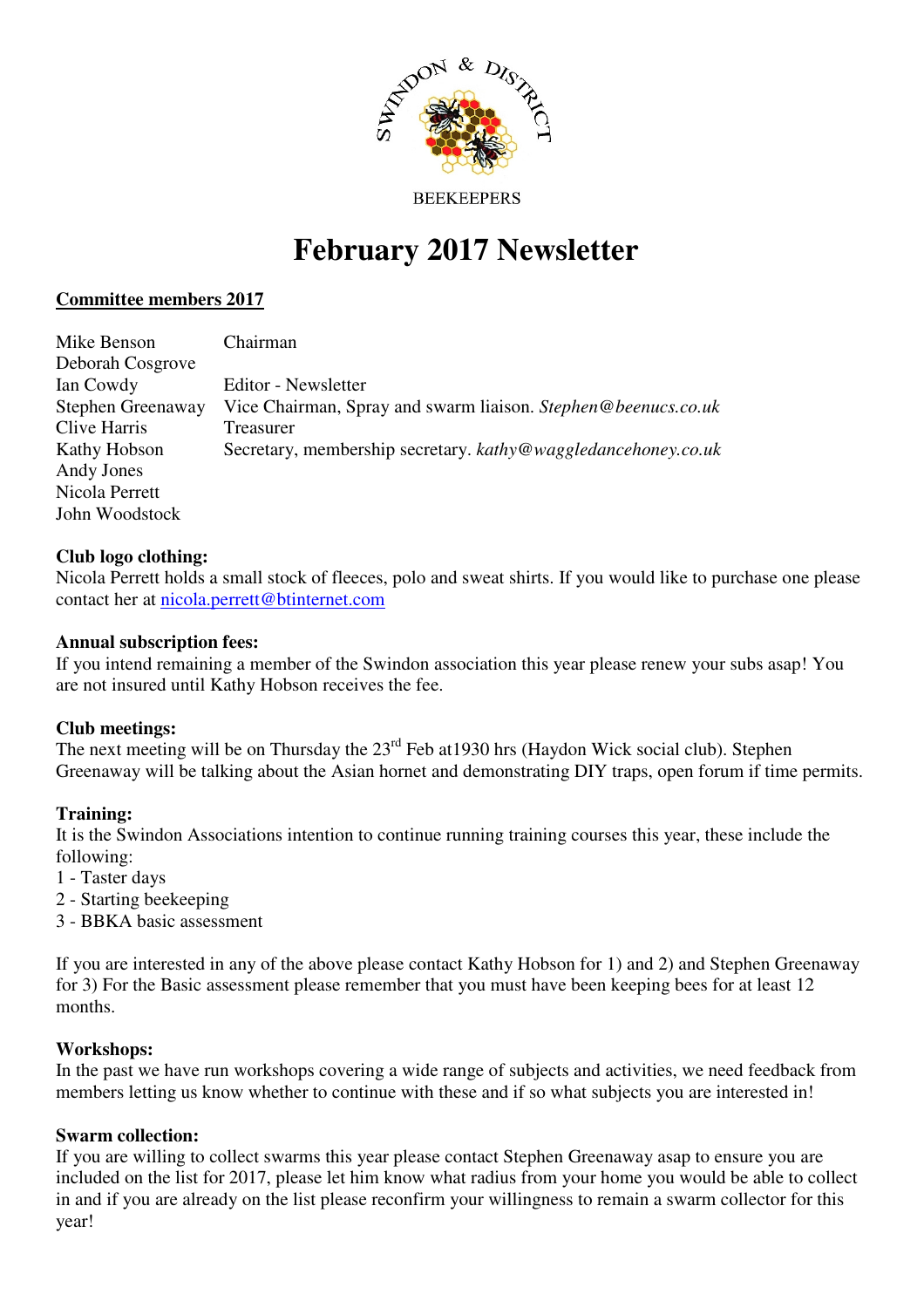SWINDON & DISTRICT

BEEKEEPERS

# February 2017 Newsletter

## Committee members 2017

| | |
|---|---|
| Mike Benson | Chairman |
| Deborah Cosgrove | |
| Ian Cowdy | Editor - Newsletter |
| Stephen Greenaway | Vice Chairman, Spray and swarm liaison. *Stephen@beenucs.co.uk* |
| Clive Harris | Treasurer |
| Kathy Hobson | Secretary, membership secretary. *kathy@waggledancehoney.co.uk* |
| Andy Jones | |
| Nicola Perrett | |
| John Woodstock | |

**Club logo clothing:**
Nicola Perrett holds a small stock of fleeces, polo and sweat shirts. If you would like to purchase one please contact her at nicola.perrett@btinternet.com

**Annual subscription fees:**
If you intend remaining a member of the Swindon association this year please renew your subs asap! You are not insured until Kathy Hobson receives the fee.

**Club meetings:**
The next meeting will be on Thursday the 23rd Feb at1930 hrs (Haydon Wick social club). Stephen Greenaway will be talking about the Asian hornet and demonstrating DIY traps, open forum if time permits.

**Training:**
It is the Swindon Associations intention to continue running training courses this year, these include the following:
1 - Taster days
2 - Starting beekeeping
3 - BBKA basic assessment

If you are interested in any of the above please contact Kathy Hobson for 1) and 2) and Stephen Greenaway for 3) For the Basic assessment please remember that you must have been keeping bees for at least 12 months.

**Workshops:**
In the past we have run workshops covering a wide range of subjects and activities, we need feedback from members letting us know whether to continue with these and if so what subjects you are interested in!

**Swarm collection:**
If you are willing to collect swarms this year please contact Stephen Greenaway asap to ensure you are included on the list for 2017, please let him know what radius from your home you would be able to collect in and if you are already on the list please reconfirm your willingness to remain a swarm collector for this year!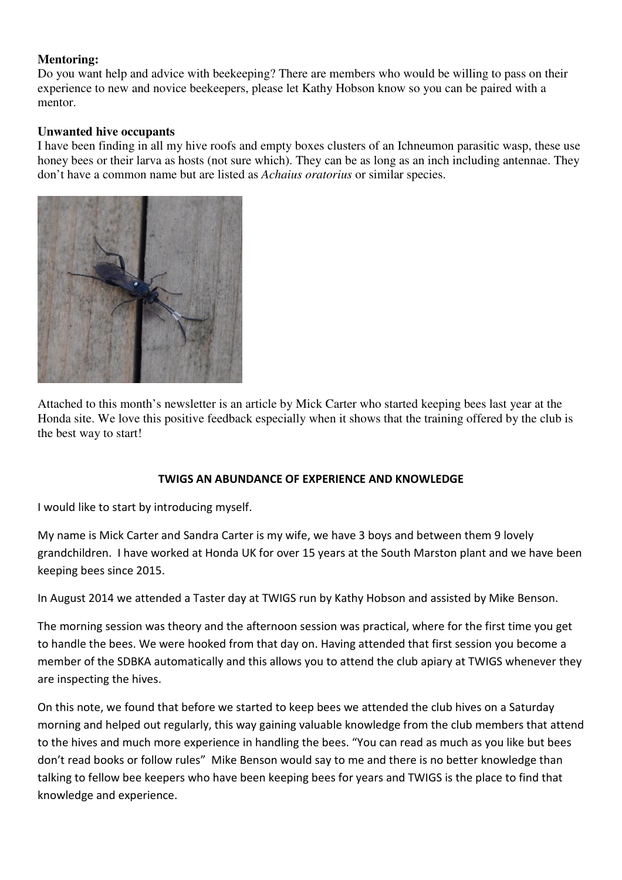**Mentoring:**
Do you want help and advice with beekeeping? There are members who would be willing to pass on their experience to new and novice beekeepers, please let Kathy Hobson know so you can be paired with a mentor.

**Unwanted hive occupants**
I have been finding in all my hive roofs and empty boxes clusters of an Ichneumon parasitic wasp, these use honey bees or their larva as hosts (not sure which). They can be as long as an inch including antennae. They don't have a common name but are listed as *Achaius oratorius* or similar species.

Attached to this month's newsletter is an article by Mick Carter who started keeping bees last year at the Honda site. We love this positive feedback especially when it shows that the training offered by the club is the best way to start!

**TWIGS AN ABUNDANCE OF EXPERIENCE AND KNOWLEDGE**

I would like to start by introducing myself.

My name is Mick Carter and Sandra Carter is my wife, we have 3 boys and between them 9 lovely grandchildren. I have worked at Honda UK for over 15 years at the South Marston plant and we have been keeping bees since 2015.

In August 2014 we attended a Taster day at TWIGS run by Kathy Hobson and assisted by Mike Benson.

The morning session was theory and the afternoon session was practical, where for the first time you get to handle the bees. We were hooked from that day on. Having attended that first session you become a member of the SDBKA automatically and this allows you to attend the club apiary at TWIGS whenever they are inspecting the hives.

On this note, we found that before we started to keep bees we attended the club hives on a Saturday morning and helped out regularly, this way gaining valuable knowledge from the club members that attend to the hives and much more experience in handling the bees. "You can read as much as you like but bees don't read books or follow rules" Mike Benson would say to me and there is no better knowledge than talking to fellow bee keepers who have been keeping bees for years and TWIGS is the place to find that knowledge and experience.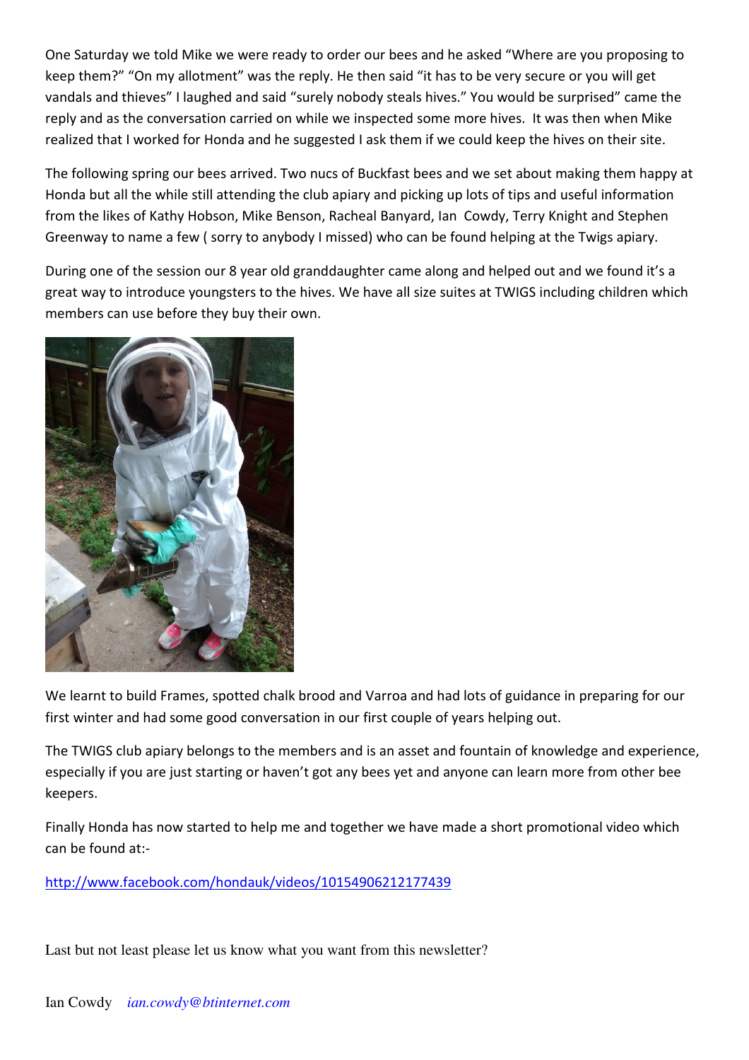One Saturday we told Mike we were ready to order our bees and he asked “Where are you proposing to keep them?” “On my allotment” was the reply. He then said “it has to be very secure or you will get vandals and thieves” I laughed and said “surely nobody steals hives.” You would be surprised” came the reply and as the conversation carried on while we inspected some more hives. It was then when Mike realized that I worked for Honda and he suggested I ask them if we could keep the hives on their site.

The following spring our bees arrived. Two nucs of Buckfast bees and we set about making them happy at Honda but all the while still attending the club apiary and picking up lots of tips and useful information from the likes of Kathy Hobson, Mike Benson, Racheal Banyard, Ian Cowdy, Terry Knight and Stephen Greenway to name a few ( sorry to anybody I missed) who can be found helping at the Twigs apiary.

During one of the session our 8 year old granddaughter came along and helped out and we found it’s a great way to introduce youngsters to the hives. We have all size suites at TWIGS including children which members can use before they buy their own.

We learnt to build Frames, spotted chalk brood and Varroa and had lots of guidance in preparing for our first winter and had some good conversation in our first couple of years helping out.

The TWIGS club apiary belongs to the members and is an asset and fountain of knowledge and experience, especially if you are just starting or haven’t got any bees yet and anyone can learn more from other bee keepers.

Finally Honda has now started to help me and together we have made a short promotional video which can be found at:-

http://www.facebook.com/hondauk/videos/10154906212177439

Last but not least please let us know what you want from this newsletter?

Ian Cowdy *ian.cowdy@btinternet.com*